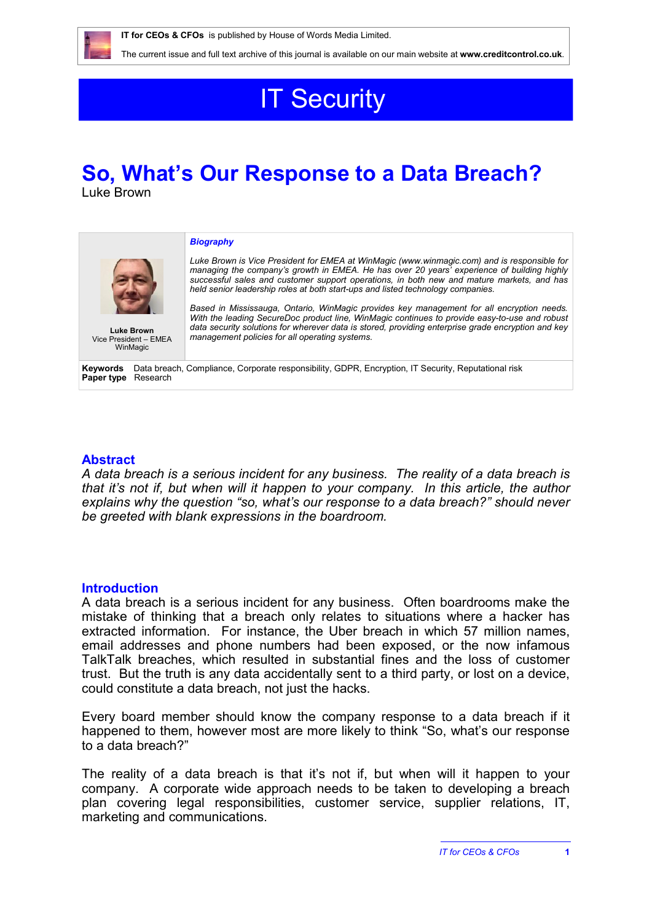IT for CEOs & CFOs is published by House of Words Media Limited.

The current issue and full text archive of this journal is available on our main website at **www.creditcontrol.co.uk**.

# IT Security

## So, What's Our Response to a Data Breach?

Luke Brown

**Luke Brown**
Vice President – EMEA
WinMagic

***Biography***

*Luke Brown is Vice President for EMEA at WinMagic (www.winmagic.com) and is responsible for managing the company's growth in EMEA. He has over 20 years' experience of building highly successful sales and customer support operations, in both new and mature markets, and has held senior leadership roles at both start-ups and listed technology companies.*

*Based in Mississauga, Ontario, WinMagic provides key management for all encryption needs. With the leading SecureDoc product line, WinMagic continues to provide easy-to-use and robust data security solutions for wherever data is stored, providing enterprise grade encryption and key management policies for all operating systems.*

**Keywords** Data breach, Compliance, Corporate responsibility, GDPR, Encryption, IT Security, Reputational risk
**Paper type** Research

### Abstract

*A data breach is a serious incident for any business. The reality of a data breach is that it's not if, but when will it happen to your company. In this article, the author explains why the question "so, what's our response to a data breach?" should never be greeted with blank expressions in the boardroom.*

### Introduction

A data breach is a serious incident for any business. Often boardrooms make the mistake of thinking that a breach only relates to situations where a hacker has extracted information. For instance, the Uber breach in which 57 million names, email addresses and phone numbers had been exposed, or the now infamous TalkTalk breaches, which resulted in substantial fines and the loss of customer trust. But the truth is any data accidentally sent to a third party, or lost on a device, could constitute a data breach, not just the hacks.

Every board member should know the company response to a data breach if it happened to them, however most are more likely to think "So, what's our response to a data breach?"

The reality of a data breach is that it's not if, but when will it happen to your company. A corporate wide approach needs to be taken to developing a breach plan covering legal responsibilities, customer service, supplier relations, IT, marketing and communications.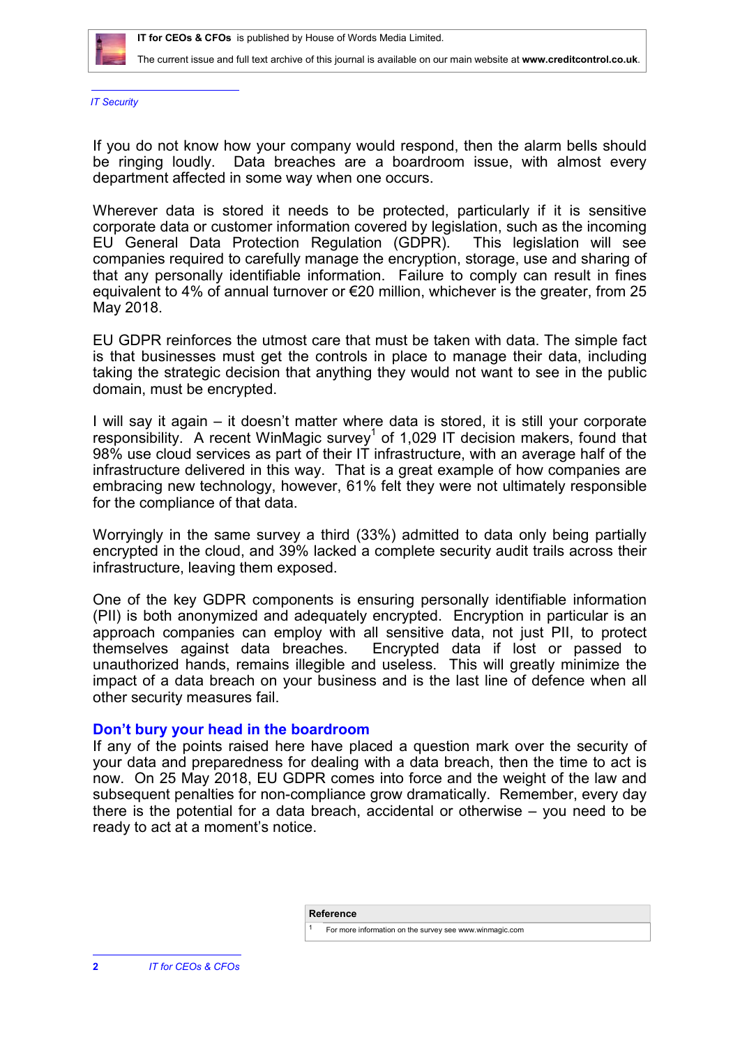*IT Security*

If you do not know how your company would respond, then the alarm bells should be ringing loudly. Data breaches are a boardroom issue, with almost every department affected in some way when one occurs.

Wherever data is stored it needs to be protected, particularly if it is sensitive corporate data or customer information covered by legislation, such as the incoming EU General Data Protection Regulation (GDPR). This legislation will see companies required to carefully manage the encryption, storage, use and sharing of that any personally identifiable information. Failure to comply can result in fines equivalent to 4% of annual turnover or €20 million, whichever is the greater, from 25 May 2018.

EU GDPR reinforces the utmost care that must be taken with data. The simple fact is that businesses must get the controls in place to manage their data, including taking the strategic decision that anything they would not want to see in the public domain, must be encrypted.

I will say it again – it doesn't matter where data is stored, it is still your corporate responsibility. A recent WinMagic survey[1] of 1,029 IT decision makers, found that 98% use cloud services as part of their IT infrastructure, with an average half of the infrastructure delivered in this way. That is a great example of how companies are embracing new technology, however, 61% felt they were not ultimately responsible for the compliance of that data.

Worryingly in the same survey a third (33%) admitted to data only being partially encrypted in the cloud, and 39% lacked a complete security audit trails across their infrastructure, leaving them exposed.

One of the key GDPR components is ensuring personally identifiable information (PII) is both anonymized and adequately encrypted. Encryption in particular is an approach companies can employ with all sensitive data, not just PII, to protect themselves against data breaches. Encrypted data if lost or passed to unauthorized hands, remains illegible and useless. This will greatly minimize the impact of a data breach on your business and is the last line of defence when all other security measures fail.

## Don't bury your head in the boardroom

If any of the points raised here have placed a question mark over the security of your data and preparedness for dealing with a data breach, then the time to act is now. On 25 May 2018, EU GDPR comes into force and the weight of the law and subsequent penalties for non-compliance grow dramatically. Remember, every day there is the potential for a data breach, accidental or otherwise – you need to be ready to act at a moment's notice.

**Reference**

[1] For more information on the survey see www.winmagic.com